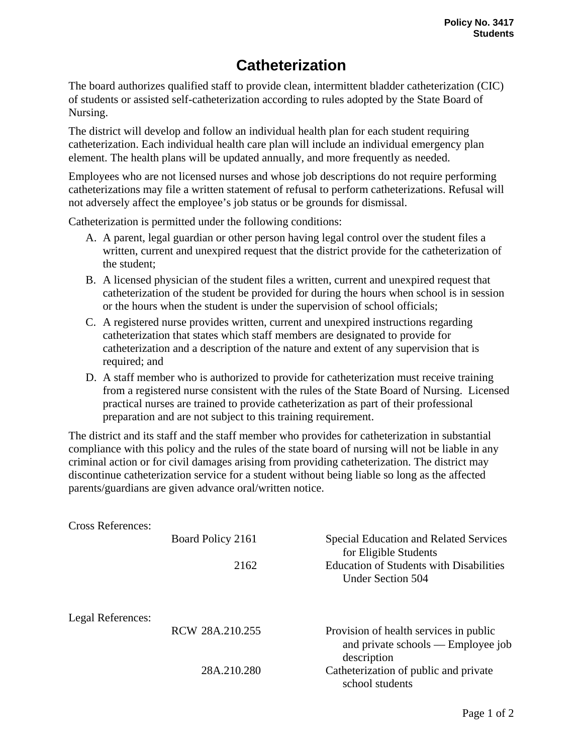Policy No. 3417
Students

# Catheterization

The board authorizes qualified staff to provide clean, intermittent bladder catheterization (CIC) of students or assisted self-catheterization according to rules adopted by the State Board of Nursing.

The district will develop and follow an individual health plan for each student requiring catheterization. Each individual health care plan will include an individual emergency plan element. The health plans will be updated annually, and more frequently as needed.

Employees who are not licensed nurses and whose job descriptions do not require performing catheterizations may file a written statement of refusal to perform catheterizations. Refusal will not adversely affect the employee's job status or be grounds for dismissal.

Catheterization is permitted under the following conditions:

A. A parent, legal guardian or other person having legal control over the student files a written, current and unexpired request that the district provide for the catheterization of the student;
B. A licensed physician of the student files a written, current and unexpired request that catheterization of the student be provided for during the hours when school is in session or the hours when the student is under the supervision of school officials;
C. A registered nurse provides written, current and unexpired instructions regarding catheterization that states which staff members are designated to provide for catheterization and a description of the nature and extent of any supervision that is required; and
D. A staff member who is authorized to provide for catheterization must receive training from a registered nurse consistent with the rules of the State Board of Nursing. Licensed practical nurses are trained to provide catheterization as part of their professional preparation and are not subject to this training requirement.

The district and its staff and the staff member who provides for catheterization in substantial compliance with this policy and the rules of the state board of nursing will not be liable in any criminal action or for civil damages arising from providing catheterization. The district may discontinue catheterization service for a student without being liable so long as the affected parents/guardians are given advance oral/written notice.

Cross References:

| | | |
|---|---|---|
| | Board Policy 2161 | Special Education and Related Services for Eligible Students |
| | 2162 | Education of Students with Disabilities Under Section 504 |

Legal References:

| | | |
|---|---|---|
| | RCW 28A.210.255 | Provision of health services in public and private schools — Employee job description |
| | 28A.210.280 | Catheterization of public and private school students |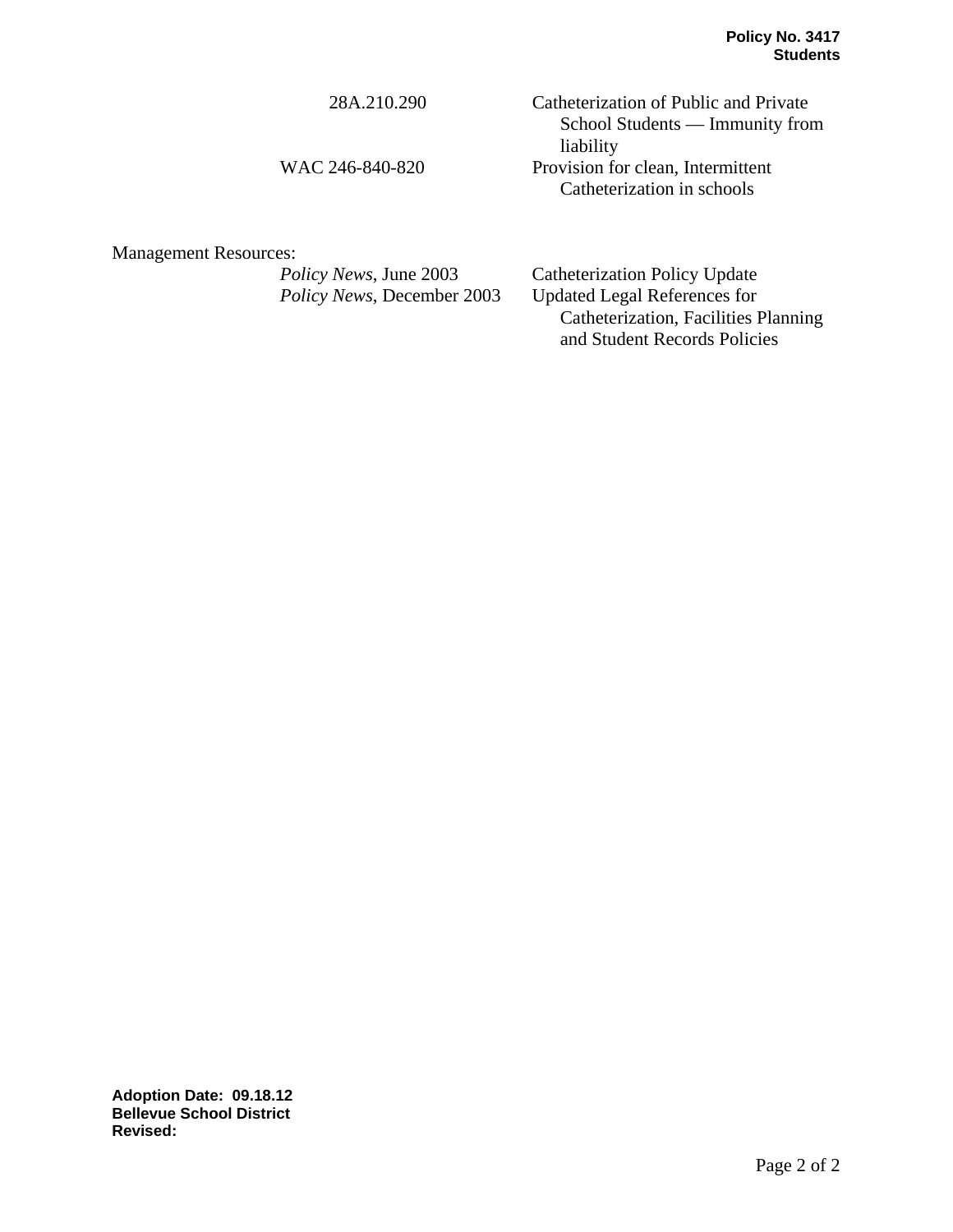| | |
|---|---|
| 28A.210.290 | Catheterization of Public and Private School Students — Immunity from liability |
| WAC 246-840-820 | Provision for clean, Intermittent Catheterization in schools |

Management Resources:

| | |
|---|---|
| *Policy News*, June 2003 | Catheterization Policy Update |
| *Policy News*, December 2003 | Updated Legal References for Catheterization, Facilities Planning and Student Records Policies |

**Adoption Date: 09.18.12**
**Bellevue School District**
**Revised:**